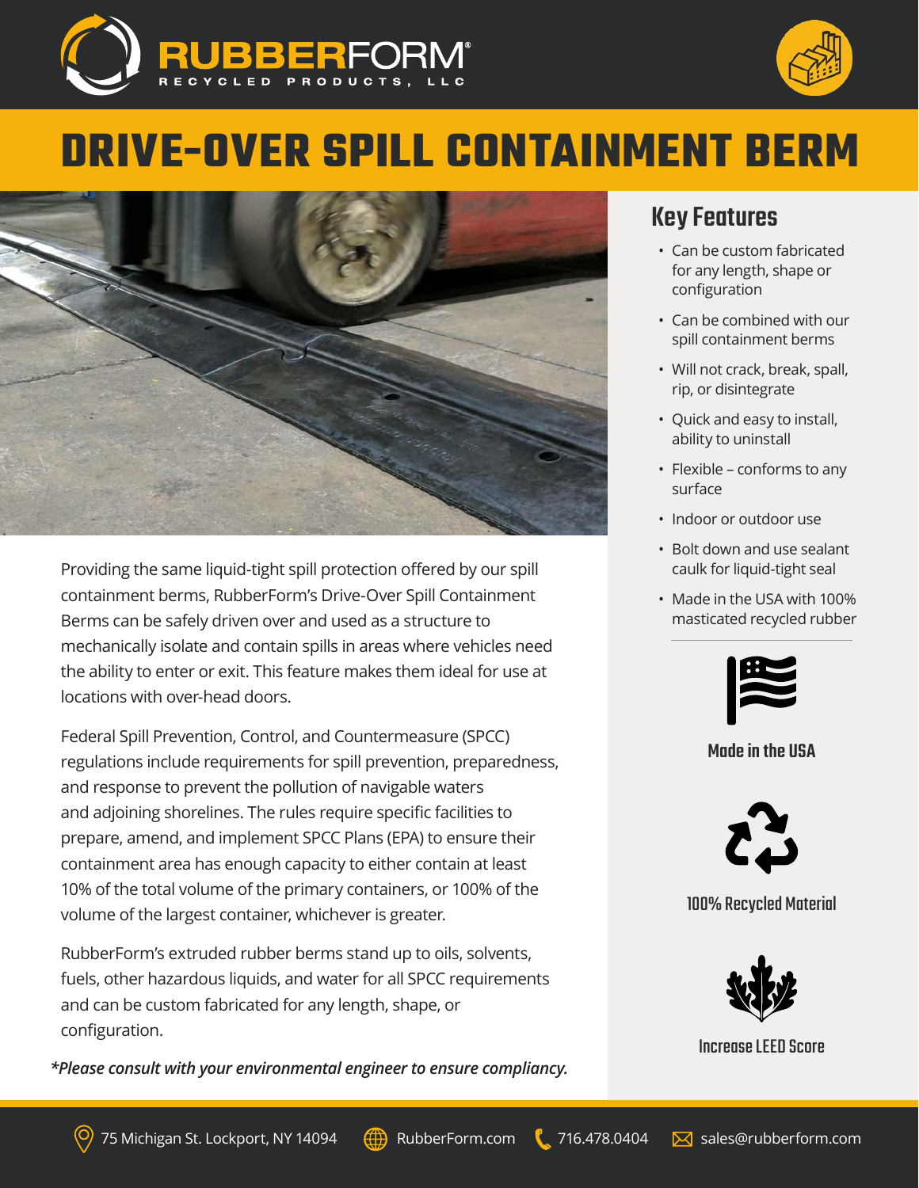RUBBERFORM® RECYCLED PRODUCTS, LLC

# DRIVE-OVER SPILL CONTAINMENT BERM

Providing the same liquid-tight spill protection offered by our spill containment berms, RubberForm's Drive-Over Spill Containment Berms can be safely driven over and used as a structure to mechanically isolate and contain spills in areas where vehicles need the ability to enter or exit. This feature makes them ideal for use at locations with over-head doors.

Federal Spill Prevention, Control, and Countermeasure (SPCC) regulations include requirements for spill prevention, preparedness, and response to prevent the pollution of navigable waters and adjoining shorelines. The rules require specific facilities to prepare, amend, and implement SPCC Plans (EPA) to ensure their containment area has enough capacity to either contain at least 10% of the total volume of the primary containers, or 100% of the volume of the largest container, whichever is greater.

RubberForm's extruded rubber berms stand up to oils, solvents, fuels, other hazardous liquids, and water for all SPCC requirements and can be custom fabricated for any length, shape, or configuration.

***Please consult with your environmental engineer to ensure compliancy.***

## Key Features

- Can be custom fabricated for any length, shape or configuration
- Can be combined with our spill containment berms
- Will not crack, break, spall, rip, or disintegrate
- Quick and easy to install, ability to uninstall
- Flexible – conforms to any surface
- Indoor or outdoor use
- Bolt down and use sealant caulk for liquid-tight seal
- Made in the USA with 100% masticated recycled rubber

**Made in the USA**

**100% Recycled Material**

**Increase LEED Score**

75 Michigan St. Lockport, NY 14094 | RubberForm.com | 716.478.0404 | sales@rubberform.com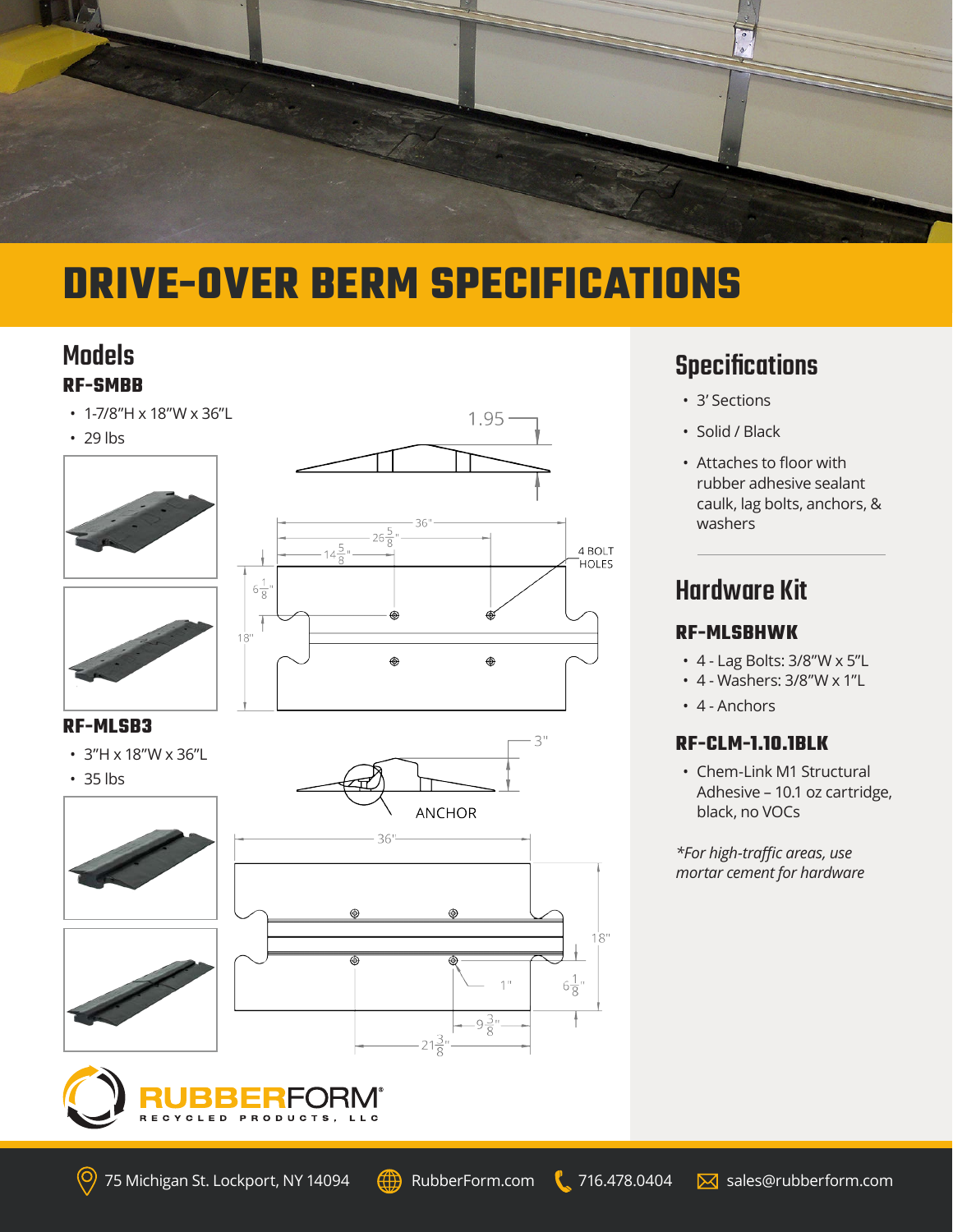# DRIVE-OVER BERM SPECIFICATIONS

## Models

### RF-SMBB

- 1-7/8"H x 18"W x 36"L
- 29 lbs

1.95

36"

$26\frac{5}{8}$"

$14\frac{5}{8}$"

4 BOLT HOLES

$6\frac{1}{8}$"

18"

### RF-MLSB3

- 3"H x 18"W x 36"L
- 35 lbs

3"

ANCHOR

36"

18"

1"

$6\frac{1}{8}$"

$9\frac{3}{8}$"

$21\frac{3}{8}$"

## Specifications

- 3' Sections
- Solid / Black
- Attaches to floor with rubber adhesive sealant caulk, lag bolts, anchors, & washers

## Hardware Kit

### RF-MLSBHWK

- 4 - Lag Bolts: 3/8"W x 5"L
- 4 - Washers: 3/8"W x 1"L
- 4 - Anchors

### RF-CLM-1.10.1BLK

- Chem-Link M1 Structural Adhesive – 10.1 oz cartridge, black, no VOCs

*\*For high-traffic areas, use mortar cement for hardware*

RUBBERFORM® RECYCLED PRODUCTS, LLC

75 Michigan St. Lockport, NY 14094 | RubberForm.com | 716.478.0404 | sales@rubberform.com